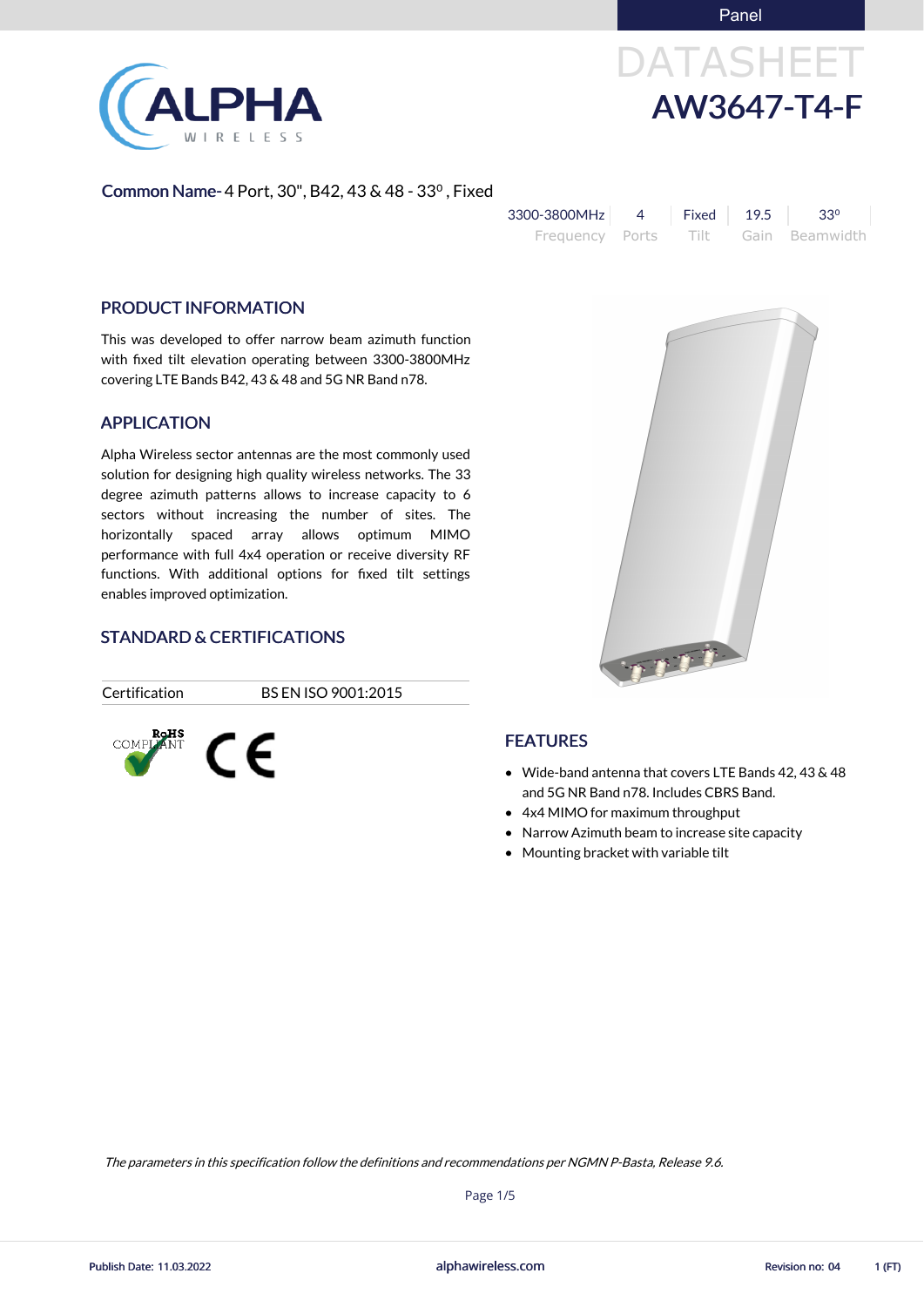Panel

# DATASHEET

# AW3647-T4-F

**Common Name-** 4 Port, 30", B42, 43 & 48 - 33⁰ , Fixed

| 3300-3800MHz | 4 | Fixed | 19.5 | 33⁰ |
|---|---|---|---|---|
| Frequency | Ports | Tilt | Gain | Beamwidth |

## PRODUCT INFORMATION

This was developed to offer narrow beam azimuth function with fixed tilt elevation operating between 3300-3800MHz covering LTE Bands B42, 43 & 48 and 5G NR Band n78.

## APPLICATION

Alpha Wireless sector antennas are the most commonly used solution for designing high quality wireless networks. The 33 degree azimuth patterns allows to increase capacity to 6 sectors without increasing the number of sites. The horizontally spaced array allows optimum MIMO performance with full 4x4 operation or receive diversity RF functions. With additional options for fixed tilt settings enables improved optimization.

## STANDARD & CERTIFICATIONS

| | |
|---|---|
| Certification | BS EN ISO 9001:2015 |

## FEATURES

- Wide-band antenna that covers LTE Bands 42, 43 & 48 and 5G NR Band n78. Includes CBRS Band.
- 4x4 MIMO for maximum throughput
- Narrow Azimuth beam to increase site capacity
- Mounting bracket with variable tilt

*The parameters in this specification follow the definitions and recommendations per NGMN P-Basta, Release 9.6.*

Publish Date: 11.03.2022 alphawireless.com Revision no: 04 1 (FT)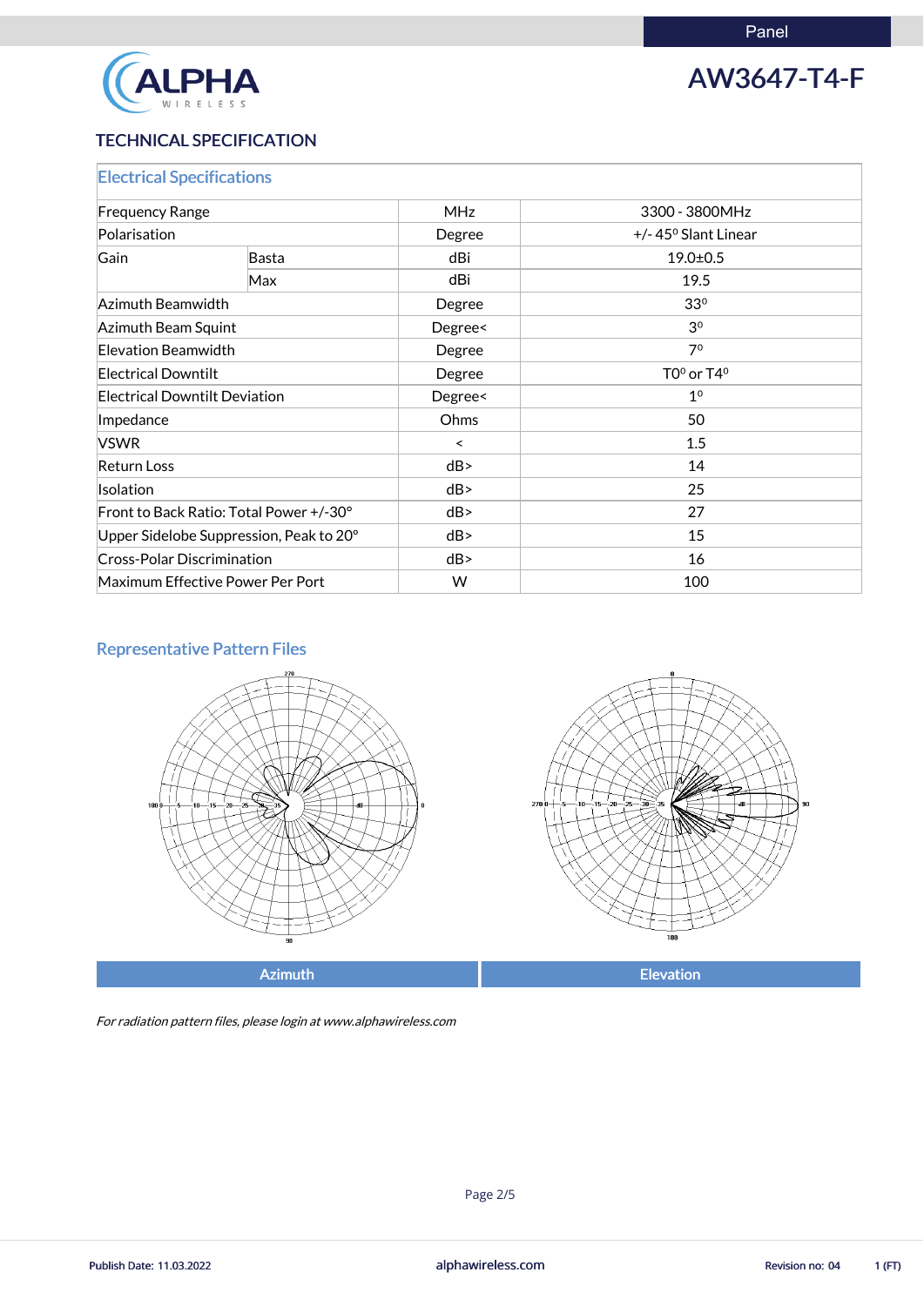Panel

**ALPHA** WIRELESS

# AW3647-T4-F

## TECHNICAL SPECIFICATION

### Electrical Specifications

| | | | |
|---|---|---|---|
| Frequency Range | | MHz | 3300 - 3800MHz |
| Polarisation | | Degree | +/- 45º Slant Linear |
| Gain | Basta | dBi | 19.0±0.5 |
| | Max | dBi | 19.5 |
| Azimuth Beamwidth | | Degree | 33º |
| Azimuth Beam Squint | | Degree< | 3º |
| Elevation Beamwidth | | Degree | 7º |
| Electrical Downtilt | | Degree | T0º or T4º |
| Electrical Downtilt Deviation | | Degree< | 1º |
| Impedance | | Ohms | 50 |
| VSWR | | < | 1.5 |
| Return Loss | | dB> | 14 |
| Isolation | | dB> | 25 |
| Front to Back Ratio: Total Power +/-30° | | dB> | 27 |
| Upper Sidelobe Suppression, Peak to 20° | | dB> | 15 |
| Cross-Polar Discrimination | | dB> | 16 |
| Maximum Effective Power Per Port | | W | 100 |

### Representative Pattern Files

| Azimuth | Elevation |
|---|---|

*For radiation pattern files, please login at www.alphawireless.com*

Publish Date: 11.03.2022 | alphawireless.com | Revision no: 04 | 1 (FT)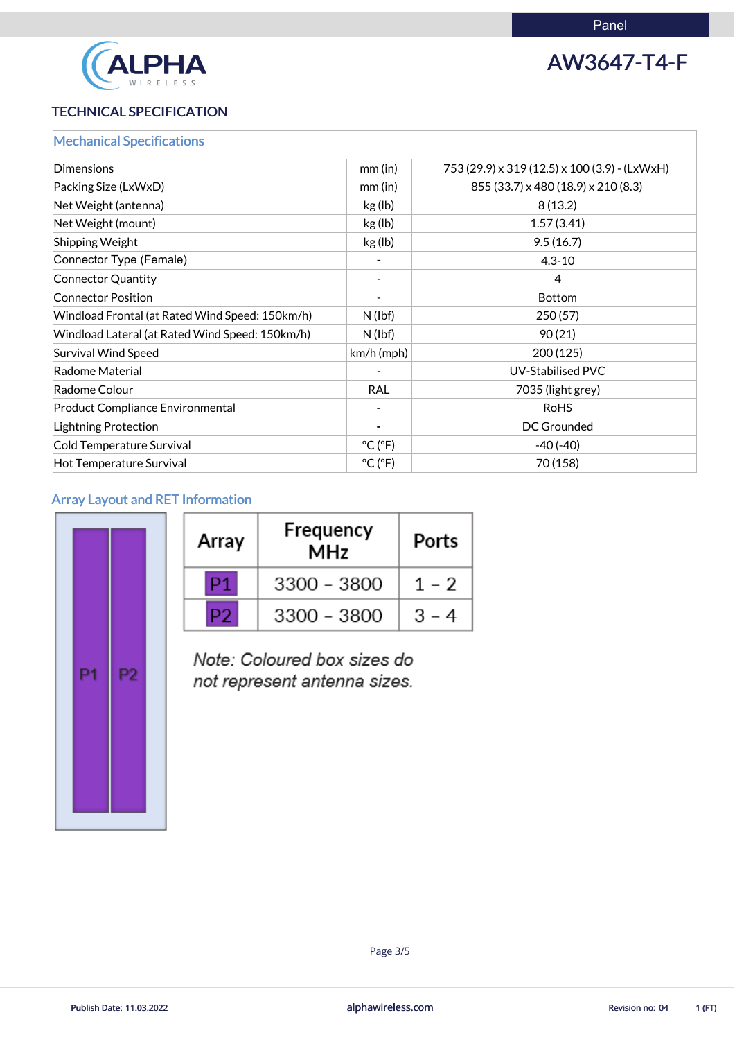AW3647-T4-F

## TECHNICAL SPECIFICATION

| Mechanical Specifications | | |
|---|---|---|
| Dimensions | mm (in) | 753 (29.9) x 319 (12.5) x 100 (3.9) - (LxWxH) |
| Packing Size (LxWxD) | mm (in) | 855 (33.7) x 480 (18.9) x 210 (8.3) |
| Net Weight (antenna) | kg (lb) | 8 (13.2) |
| Net Weight (mount) | kg (lb) | 1.57 (3.41) |
| Shipping Weight | kg (lb) | 9.5 (16.7) |
| Connector Type (Female) | - | 4.3-10 |
| Connector Quantity | - | 4 |
| Connector Position | - | Bottom |
| Windload Frontal (at Rated Wind Speed: 150km/h) | N (lbf) | 250 (57) |
| Windload Lateral (at Rated Wind Speed: 150km/h) | N (lbf) | 90 (21) |
| Survival Wind Speed | km/h (mph) | 200 (125) |
| Radome Material | - | UV-Stabilised PVC |
| Radome Colour | RAL | 7035 (light grey) |
| Product Compliance Environmental | - | RoHS |
| Lightning Protection | - | DC Grounded |
| Cold Temperature Survival | °C (°F) | -40 (-40) |
| Hot Temperature Survival | °C (°F) | 70 (158) |

### Array Layout and RET Information

P1 P2

| Array | Frequency MHz | Ports |
|---|---|---|
| P1 | 3300 – 3800 | 1 – 2 |
| P2 | 3300 – 3800 | 3 – 4 |

*Note: Coloured box sizes do not represent antenna sizes.*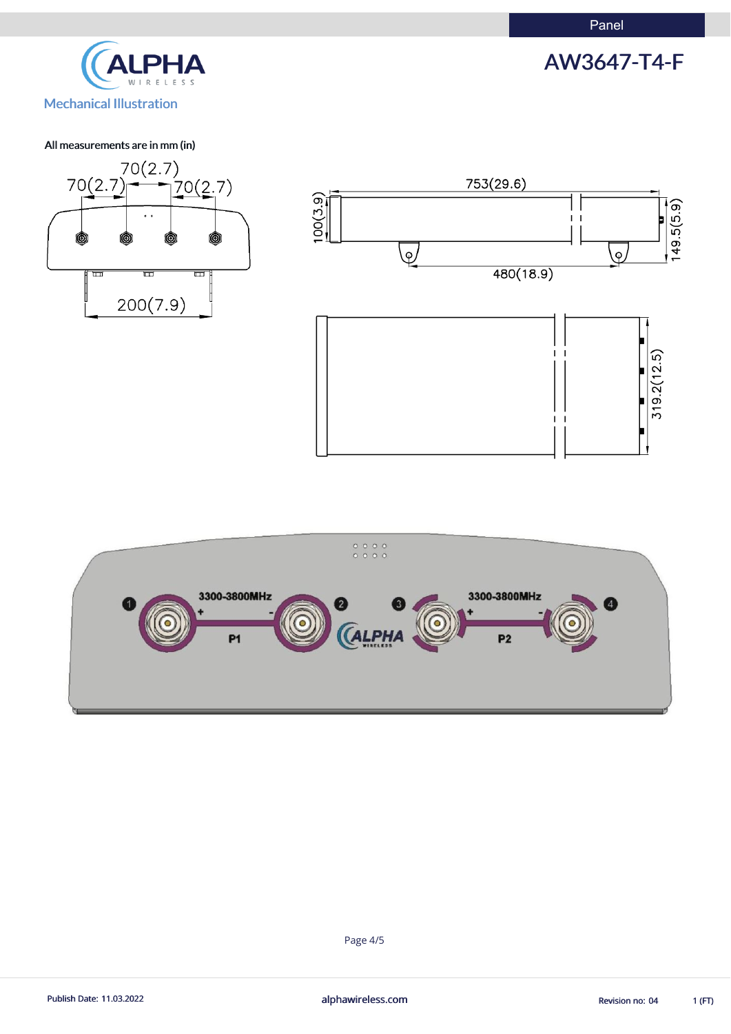Panel

# AW3647-T4-F

## Mechanical Illustration

All measurements are in mm (in)

70(2.7)

70(2.7)

70(2.7)

200(7.9)

753(29.6)

100(3.9)

149.5(5.9)

480(18.9)

319.2(12.5)

1 3300-3800MHz 2

+ -

P1

3 3300-3800MHz 4

+ -

P2

Publish Date: 11.03.2022

alphawireless.com

Revision no: 04 1 (FT)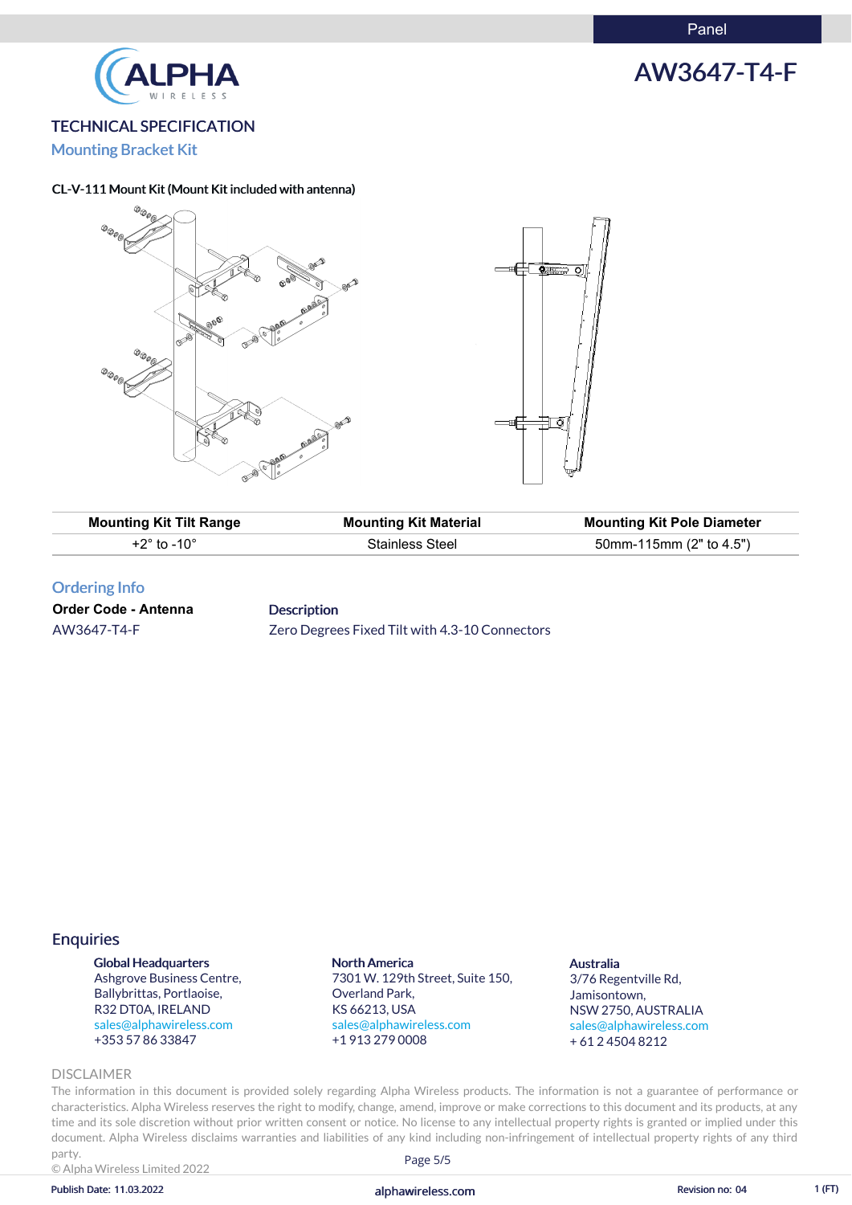Panel

# AW3647-T4-F

## TECHNICAL SPECIFICATION

### Mounting Bracket Kit

**CL-V-111 Mount Kit (Mount Kit included with antenna)**

| Mounting Kit Tilt Range | Mounting Kit Material | Mounting Kit Pole Diameter |
|---|---|---|
| +2° to -10° | Stainless Steel | 50mm-115mm (2" to 4.5") |

### Ordering Info

| Order Code - Antenna | Description |
|---|---|
| AW3647-T4-F | Zero Degrees Fixed Tilt with 4.3-10 Connectors |

## Enquiries

**Global Headquarters**
Ashgrove Business Centre,
Ballybrittas, Portlaoise,
R32 DT0A, IRELAND
sales@alphawireless.com
+353 57 86 33847

**North America**
7301 W. 129th Street, Suite 150,
Overland Park,
KS 66213, USA
sales@alphawireless.com
+1 913 279 0008

**Australia**
3/76 Regentville Rd,
Jamisontown,
NSW 2750, AUSTRALIA
sales@alphawireless.com
+ 61 2 4504 8212

DISCLAIMER

The information in this document is provided solely regarding Alpha Wireless products. The information is not a guarantee of performance or characteristics. Alpha Wireless reserves the right to modify, change, amend, improve or make corrections to this document and its products, at any time and its sole discretion without prior written consent or notice. No license to any intellectual property rights is granted or implied under this document. Alpha Wireless disclaims warranties and liabilities of any kind including non-infringement of intellectual property rights of any third party.

© Alpha Wireless Limited 2022

Publish Date: 11.03.2022 | alphawireless.com | Revision no: 04 | 1 (FT)